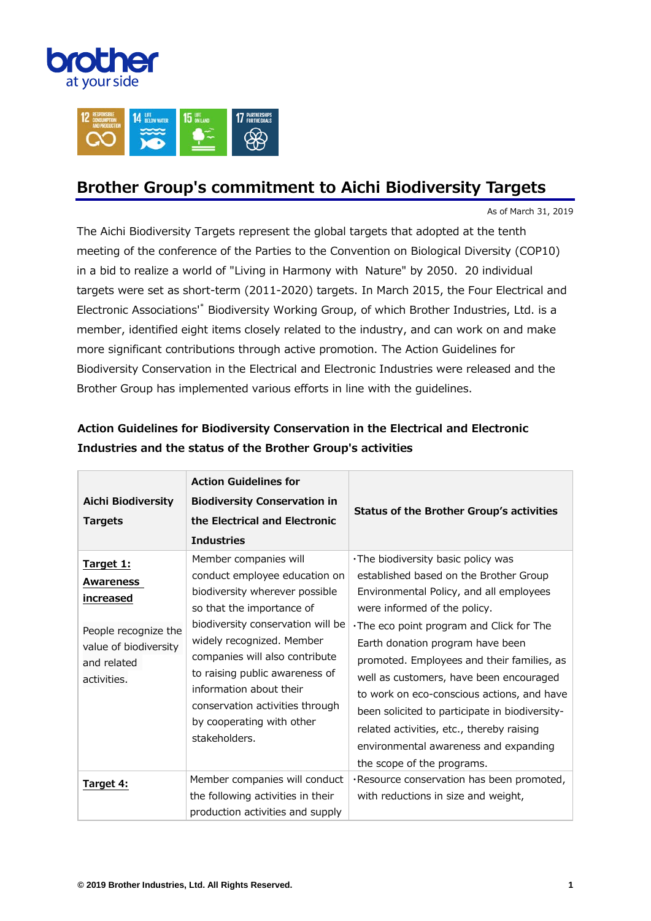# Brother Group's commitment to Aichi Biodiversity Targets

As of March 31, 2019

The Aichi Biodiversity Targets represent the global targets that adopted at the tenth meeting of the conference of the Parties to the Convention on Biological Diversity (COP10) in a bid to realize a world of "Living in Harmony with Nature" by 2050. 20 individual targets were set as short-term (2011-2020) targets. In March 2015, the Four Electrical and Electronic Associations'* Biodiversity Working Group, of which Brother Industries, Ltd. is a member, identified eight items closely related to the industry, and can work on and make more significant contributions through active promotion. The Action Guidelines for Biodiversity Conservation in the Electrical and Electronic Industries were released and the Brother Group has implemented various efforts in line with the guidelines.

### Action Guidelines for Biodiversity Conservation in the Electrical and Electronic Industries and the status of the Brother Group's activities

| Aichi Biodiversity Targets | Action Guidelines for Biodiversity Conservation in the Electrical and Electronic Industries | Status of the Brother Group's activities |
|---|---|---|
| **Target 1: Awareness increased**<br><br>People recognize the value of biodiversity and related activities. | Member companies will conduct employee education on biodiversity wherever possible so that the importance of biodiversity conservation will be widely recognized. Member companies will also contribute to raising public awareness of information about their conservation activities through by cooperating with other stakeholders. | ･The biodiversity basic policy was established based on the Brother Group Environmental Policy, and all employees were informed of the policy.<br>･The eco point program and Click for The Earth donation program have been promoted. Employees and their families, as well as customers, have been encouraged to work on eco-conscious actions, and have been solicited to participate in biodiversity-related activities, etc., thereby raising environmental awareness and expanding the scope of the programs. |
| **Target 4:** | Member companies will conduct the following activities in their production activities and supply | ･Resource conservation has been promoted, with reductions in size and weight, |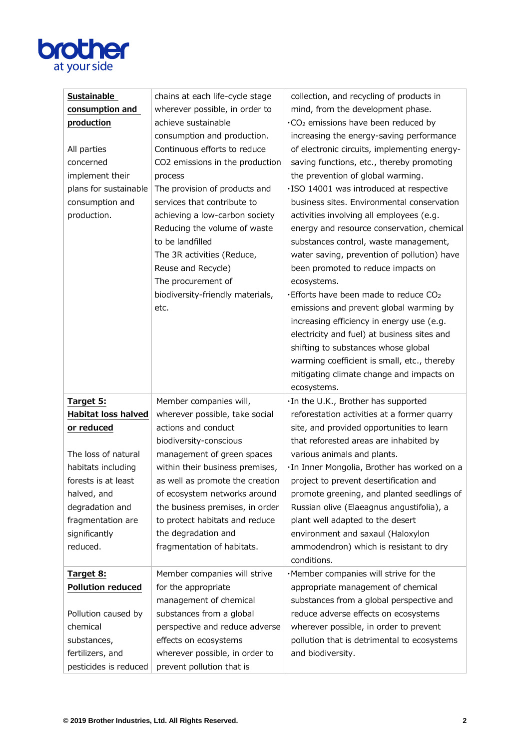| | | |
|---|---|---|
| **Sustainable consumption and production**<br><br>All parties concerned implement their plans for sustainable consumption and production. | chains at each life-cycle stage wherever possible, in order to achieve sustainable consumption and production.<br>Continuous efforts to reduce CO2 emissions in the production process<br>The provision of products and services that contribute to achieving a low-carbon society<br>Reducing the volume of waste to be landfilled<br>The 3R activities (Reduce, Reuse and Recycle)<br>The procurement of biodiversity-friendly materials, etc. | collection, and recycling of products in mind, from the development phase.<br>・$CO_2$ emissions have been reduced by increasing the energy-saving performance of electronic circuits, implementing energy-saving functions, etc., thereby promoting the prevention of global warming.<br>・ISO 14001 was introduced at respective business sites. Environmental conservation activities involving all employees (e.g. energy and resource conservation, chemical substances control, waste management, water saving, prevention of pollution) have been promoted to reduce impacts on ecosystems.<br>・Efforts have been made to reduce $CO_2$ emissions and prevent global warming by increasing efficiency in energy use (e.g. electricity and fuel) at business sites and shifting to substances whose global warming coefficient is small, etc., thereby mitigating climate change and impacts on ecosystems. |
| **Target 5: Habitat loss halved or reduced**<br><br>The loss of natural habitats including forests is at least halved, and degradation and fragmentation are significantly reduced. | Member companies will, wherever possible, take social actions and conduct biodiversity-conscious management of green spaces within their business premises, as well as promote the creation of ecosystem networks around the business premises, in order to protect habitats and reduce the degradation and fragmentation of habitats. | ・In the U.K., Brother has supported reforestation activities at a former quarry site, and provided opportunities to learn that reforested areas are inhabited by various animals and plants.<br>・In Inner Mongolia, Brother has worked on a project to prevent desertification and promote greening, and planted seedlings of Russian olive (Elaeagnus angustifolia), a plant well adapted to the desert environment and saxaul (Haloxylon ammodendron) which is resistant to dry conditions. |
| **Target 8: Pollution reduced**<br><br>Pollution caused by chemical substances, fertilizers, and pesticides is reduced | Member companies will strive for the appropriate management of chemical substances from a global perspective and reduce adverse effects on ecosystems wherever possible, in order to prevent pollution that is | ・Member companies will strive for the appropriate management of chemical substances from a global perspective and reduce adverse effects on ecosystems wherever possible, in order to prevent pollution that is detrimental to ecosystems and biodiversity. |

© 2019 Brother Industries, Ltd. All Rights Reserved.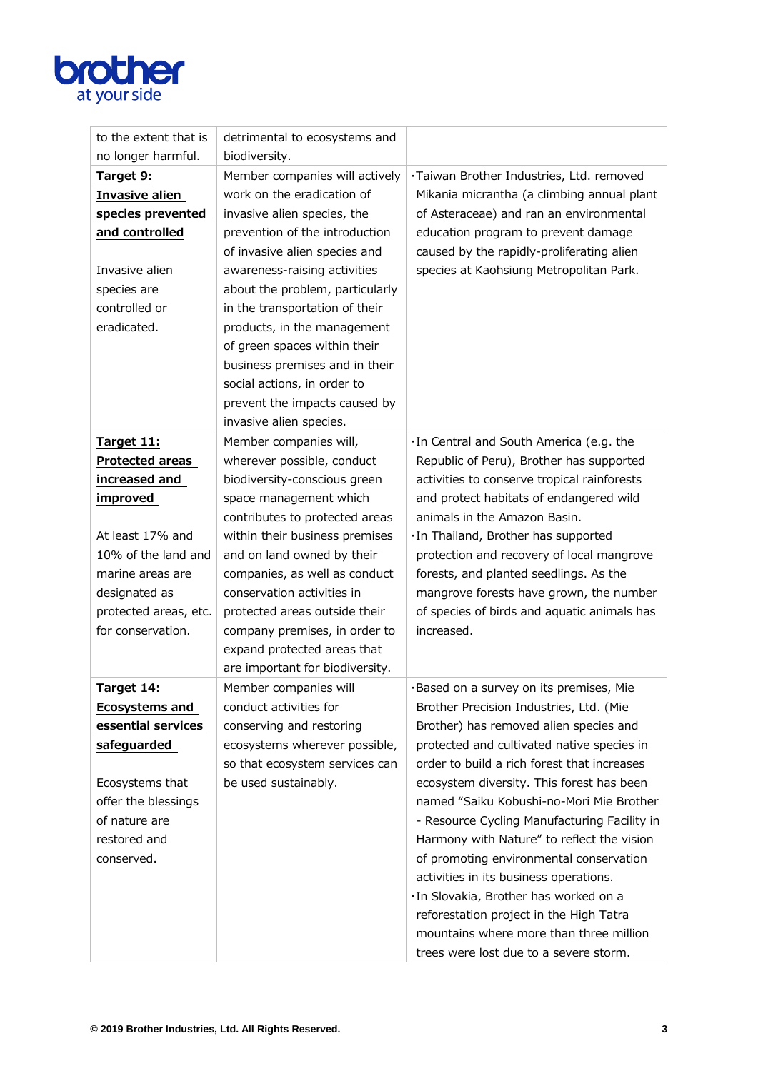| | | |
|---|---|---|
| to the extent that is no longer harmful. | detrimental to ecosystems and biodiversity. | |
| **Target 9: Invasive alien species prevented and controlled**<br><br>Invasive alien species are controlled or eradicated. | Member companies will actively work on the eradication of invasive alien species, the prevention of the introduction of invasive alien species and awareness-raising activities about the problem, particularly in the transportation of their products, in the management of green spaces within their business premises and in their social actions, in order to prevent the impacts caused by invasive alien species. | ・Taiwan Brother Industries, Ltd. removed Mikania micrantha (a climbing annual plant of Asteraceae) and ran an environmental education program to prevent damage caused by the rapidly-proliferating alien species at Kaohsiung Metropolitan Park. |
| **Target 11: Protected areas increased and improved**<br><br>At least 17% and 10% of the land and marine areas are designated as protected areas, etc. for conservation. | Member companies will, wherever possible, conduct biodiversity-conscious green space management which contributes to protected areas within their business premises and on land owned by their companies, as well as conduct conservation activities in protected areas outside their company premises, in order to expand protected areas that are important for biodiversity. | ・In Central and South America (e.g. the Republic of Peru), Brother has supported activities to conserve tropical rainforests and protect habitats of endangered wild animals in the Amazon Basin.<br>・In Thailand, Brother has supported protection and recovery of local mangrove forests, and planted seedlings. As the mangrove forests have grown, the number of species of birds and aquatic animals has increased. |
| **Target 14: Ecosystems and essential services safeguarded**<br><br>Ecosystems that offer the blessings of nature are restored and conserved. | Member companies will conduct activities for conserving and restoring ecosystems wherever possible, so that ecosystem services can be used sustainably. | ・Based on a survey on its premises, Mie Brother Precision Industries, Ltd. (Mie Brother) has removed alien species and protected and cultivated native species in order to build a rich forest that increases ecosystem diversity. This forest has been named "Saiku Kobushi-no-Mori Mie Brother - Resource Cycling Manufacturing Facility in Harmony with Nature" to reflect the vision of promoting environmental conservation activities in its business operations.<br>・In Slovakia, Brother has worked on a reforestation project in the High Tatra mountains where more than three million trees were lost due to a severe storm. |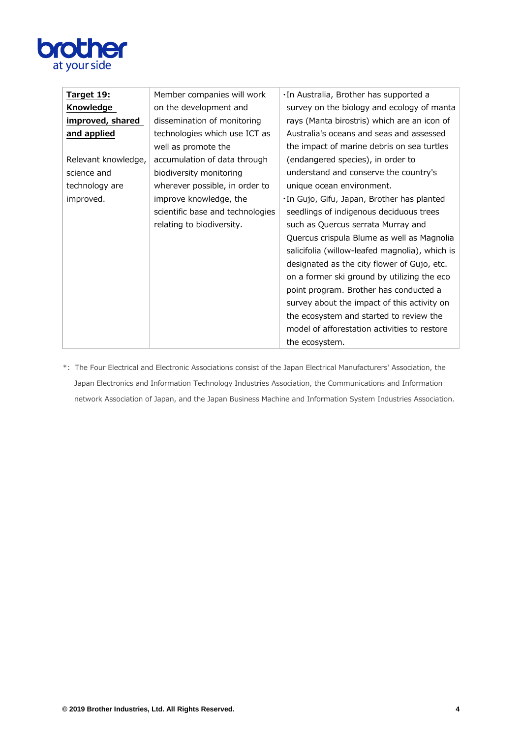| | | |
|---|---|---|
| **Target 19: Knowledge improved, shared and applied**<br><br>Relevant knowledge, science and technology are improved. | Member companies will work on the development and dissemination of monitoring technologies which use ICT as well as promote the accumulation of data through biodiversity monitoring wherever possible, in order to improve knowledge, the scientific base and technologies relating to biodiversity. | ·In Australia, Brother has supported a survey on the biology and ecology of manta rays (Manta birostris) which are an icon of Australia's oceans and seas and assessed the impact of marine debris on sea turtles (endangered species), in order to understand and conserve the country's unique ocean environment.<br>·In Gujo, Gifu, Japan, Brother has planted seedlings of indigenous deciduous trees such as Quercus serrata Murray and Quercus crispula Blume as well as Magnolia salicifolia (willow-leafed magnolia), which is designated as the city flower of Gujo, etc. on a former ski ground by utilizing the eco point program. Brother has conducted a survey about the impact of this activity on the ecosystem and started to review the model of afforestation activities to restore the ecosystem. |

*: The Four Electrical and Electronic Associations consist of the Japan Electrical Manufacturers' Association, the Japan Electronics and Information Technology Industries Association, the Communications and Information network Association of Japan, and the Japan Business Machine and Information System Industries Association.